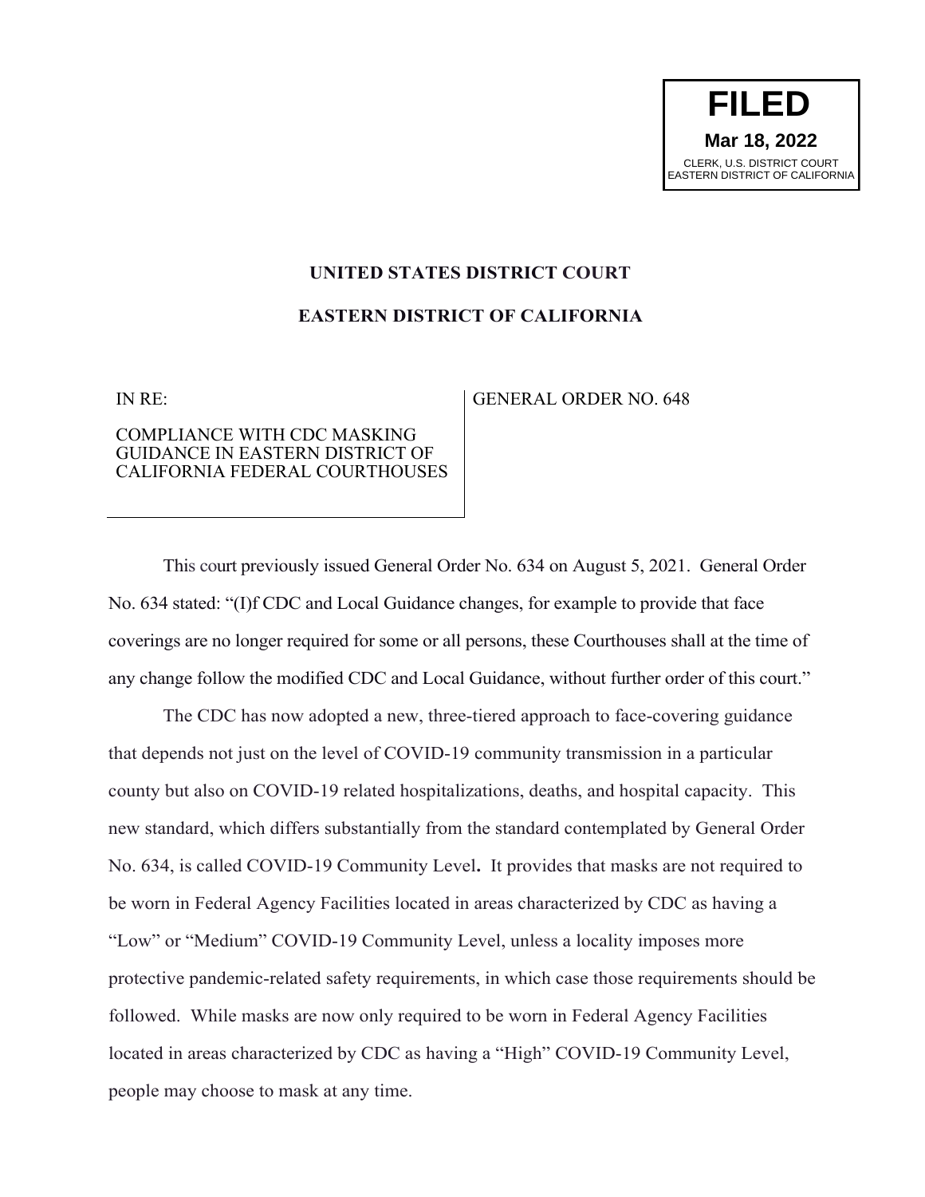**FILED**
**Mar 18, 2022**
CLERK, U.S. DISTRICT COURT
EASTERN DISTRICT OF CALIFORNIA

**UNITED STATES DISTRICT COURT**

**EASTERN DISTRICT OF CALIFORNIA**

IN RE:

COMPLIANCE WITH CDC MASKING GUIDANCE IN EASTERN DISTRICT OF CALIFORNIA FEDERAL COURTHOUSES

GENERAL ORDER NO. 648

This court previously issued General Order No. 634 on August 5, 2021. General Order No. 634 stated: "(I)f CDC and Local Guidance changes, for example to provide that face coverings are no longer required for some or all persons, these Courthouses shall at the time of any change follow the modified CDC and Local Guidance, without further order of this court."

The CDC has now adopted a new, three-tiered approach to face-covering guidance that depends not just on the level of COVID-19 community transmission in a particular county but also on COVID-19 related hospitalizations, deaths, and hospital capacity. This new standard, which differs substantially from the standard contemplated by General Order No. 634, is called COVID-19 Community Level**.** It provides that masks are not required to be worn in Federal Agency Facilities located in areas characterized by CDC as having a "Low" or "Medium" COVID-19 Community Level, unless a locality imposes more protective pandemic-related safety requirements, in which case those requirements should be followed. While masks are now only required to be worn in Federal Agency Facilities located in areas characterized by CDC as having a "High" COVID-19 Community Level, people may choose to mask at any time.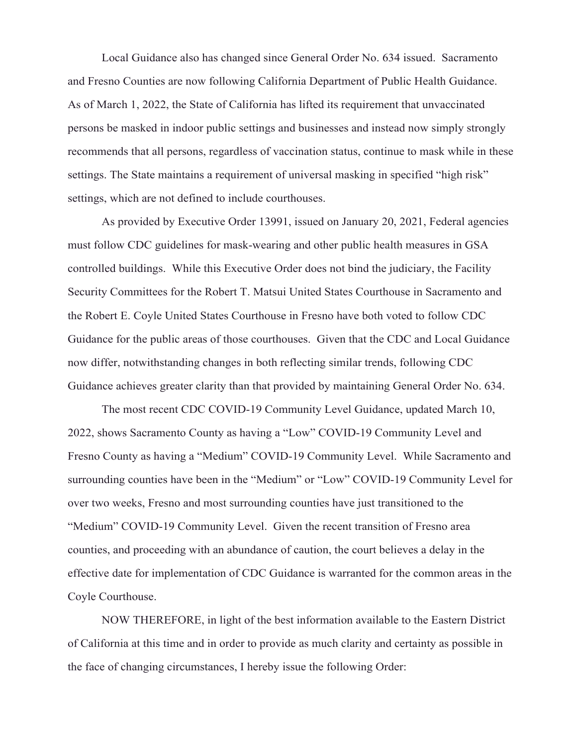Local Guidance also has changed since General Order No. 634 issued. Sacramento and Fresno Counties are now following California Department of Public Health Guidance. As of March 1, 2022, the State of California has lifted its requirement that unvaccinated persons be masked in indoor public settings and businesses and instead now simply strongly recommends that all persons, regardless of vaccination status, continue to mask while in these settings. The State maintains a requirement of universal masking in specified "high risk" settings, which are not defined to include courthouses.

As provided by Executive Order 13991, issued on January 20, 2021, Federal agencies must follow CDC guidelines for mask-wearing and other public health measures in GSA controlled buildings. While this Executive Order does not bind the judiciary, the Facility Security Committees for the Robert T. Matsui United States Courthouse in Sacramento and the Robert E. Coyle United States Courthouse in Fresno have both voted to follow CDC Guidance for the public areas of those courthouses. Given that the CDC and Local Guidance now differ, notwithstanding changes in both reflecting similar trends, following CDC Guidance achieves greater clarity than that provided by maintaining General Order No. 634.

The most recent CDC COVID-19 Community Level Guidance, updated March 10, 2022, shows Sacramento County as having a "Low" COVID-19 Community Level and Fresno County as having a "Medium" COVID-19 Community Level. While Sacramento and surrounding counties have been in the "Medium" or "Low" COVID-19 Community Level for over two weeks, Fresno and most surrounding counties have just transitioned to the "Medium" COVID-19 Community Level. Given the recent transition of Fresno area counties, and proceeding with an abundance of caution, the court believes a delay in the effective date for implementation of CDC Guidance is warranted for the common areas in the Coyle Courthouse.

NOW THEREFORE, in light of the best information available to the Eastern District of California at this time and in order to provide as much clarity and certainty as possible in the face of changing circumstances, I hereby issue the following Order: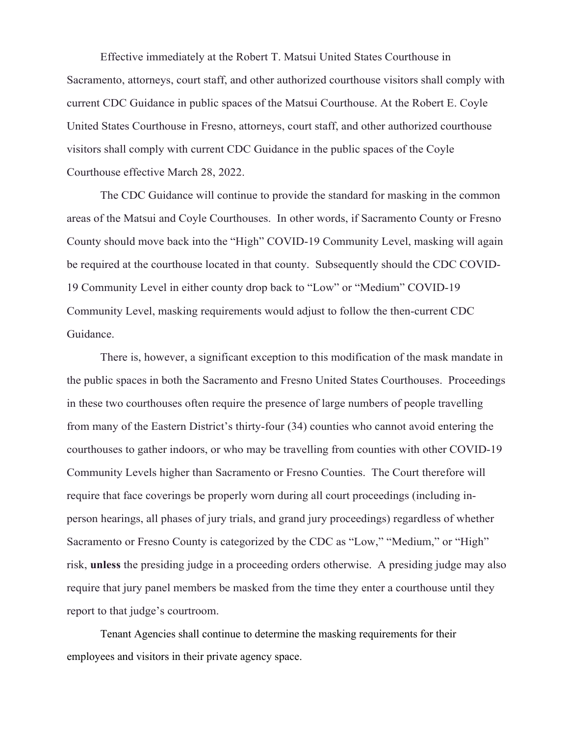Effective immediately at the Robert T. Matsui United States Courthouse in Sacramento, attorneys, court staff, and other authorized courthouse visitors shall comply with current CDC Guidance in public spaces of the Matsui Courthouse. At the Robert E. Coyle United States Courthouse in Fresno, attorneys, court staff, and other authorized courthouse visitors shall comply with current CDC Guidance in the public spaces of the Coyle Courthouse effective March 28, 2022.

The CDC Guidance will continue to provide the standard for masking in the common areas of the Matsui and Coyle Courthouses. In other words, if Sacramento County or Fresno County should move back into the "High" COVID-19 Community Level, masking will again be required at the courthouse located in that county. Subsequently should the CDC COVID-19 Community Level in either county drop back to "Low" or "Medium" COVID-19 Community Level, masking requirements would adjust to follow the then-current CDC Guidance.

There is, however, a significant exception to this modification of the mask mandate in the public spaces in both the Sacramento and Fresno United States Courthouses. Proceedings in these two courthouses often require the presence of large numbers of people travelling from many of the Eastern District's thirty-four (34) counties who cannot avoid entering the courthouses to gather indoors, or who may be travelling from counties with other COVID-19 Community Levels higher than Sacramento or Fresno Counties. The Court therefore will require that face coverings be properly worn during all court proceedings (including in-person hearings, all phases of jury trials, and grand jury proceedings) regardless of whether Sacramento or Fresno County is categorized by the CDC as "Low," "Medium," or "High" risk, **unless** the presiding judge in a proceeding orders otherwise. A presiding judge may also require that jury panel members be masked from the time they enter a courthouse until they report to that judge's courtroom.

Tenant Agencies shall continue to determine the masking requirements for their employees and visitors in their private agency space.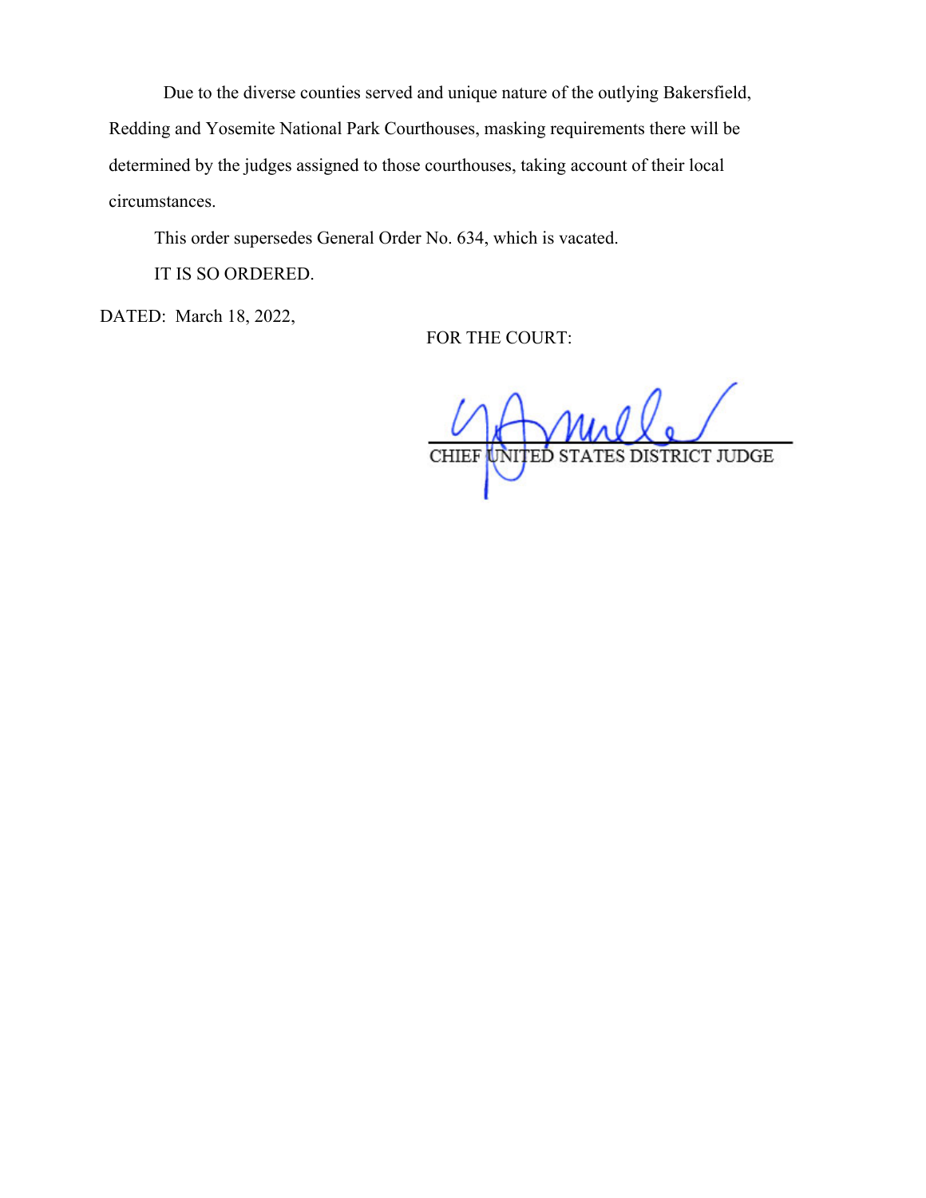Due to the diverse counties served and unique nature of the outlying Bakersfield, Redding and Yosemite National Park Courthouses, masking requirements there will be determined by the judges assigned to those courthouses, taking account of their local circumstances.

This order supersedes General Order No. 634, which is vacated.

IT IS SO ORDERED.

DATED: March 18, 2022,

FOR THE COURT:

CHIEF UNITED STATES DISTRICT JUDGE